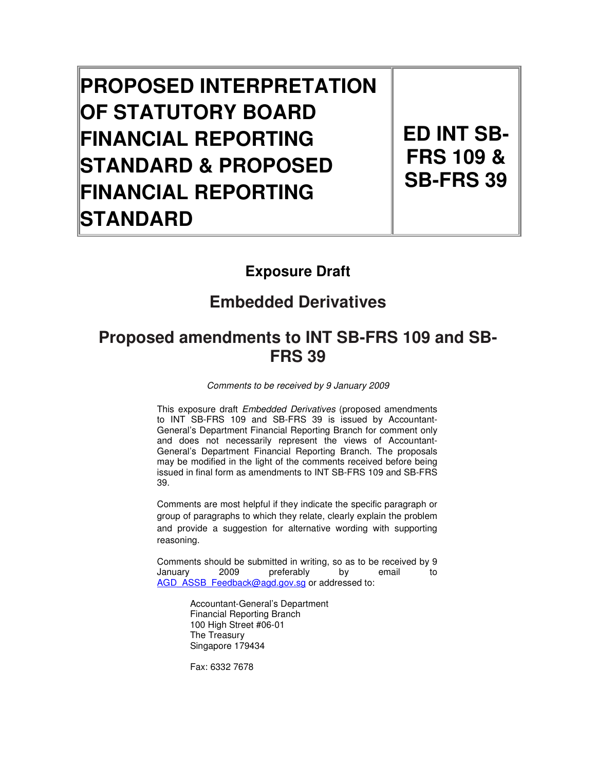| PROPOSED INTERPRETATION OF STATUTORY BOARD FINANCIAL REPORTING STANDARD & PROPOSED FINANCIAL REPORTING STANDARD | ED INT SB-FRS 109 & SB-FRS 39 |
| --- | --- |

## Exposure Draft

## Embedded Derivatives

# Proposed amendments to INT SB-FRS 109 and SB-FRS 39

*Comments to be received by 9 January 2009*

This exposure draft *Embedded Derivatives* (proposed amendments to INT SB-FRS 109 and SB-FRS 39 is issued by Accountant-General's Department Financial Reporting Branch for comment only and does not necessarily represent the views of Accountant-General's Department Financial Reporting Branch. The proposals may be modified in the light of the comments received before being issued in final form as amendments to INT SB-FRS 109 and SB-FRS 39.

Comments are most helpful if they indicate the specific paragraph or group of paragraphs to which they relate, clearly explain the problem and provide a suggestion for alternative wording with supporting reasoning.

Comments should be submitted in writing, so as to be received by 9 January 2009 preferably by email to AGD_ASSB_Feedback@agd.gov.sg or addressed to:

Accountant-General's Department
Financial Reporting Branch
100 High Street #06-01
The Treasury
Singapore 179434

Fax: 6332 7678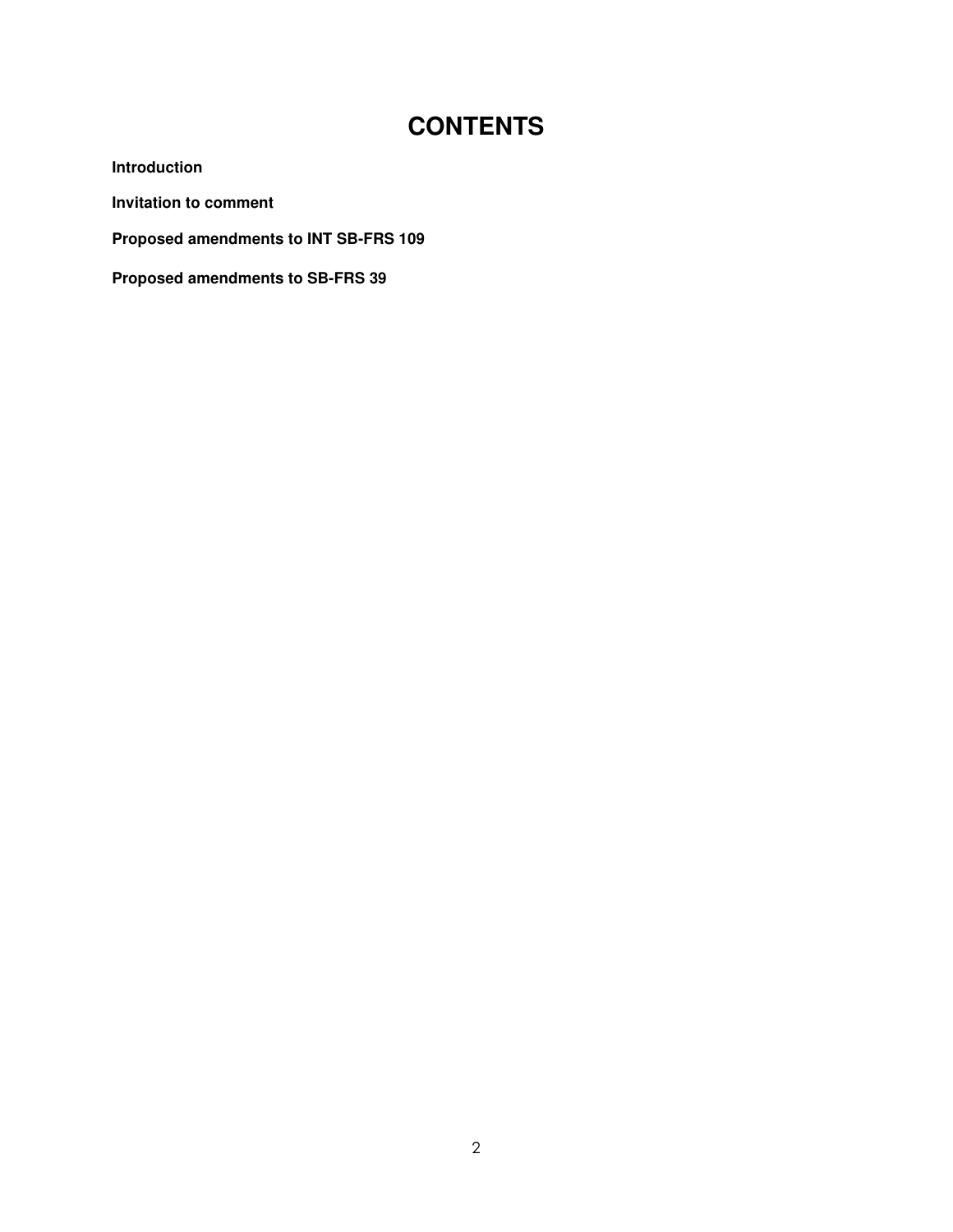# CONTENTS

**Introduction**

**Invitation to comment**

**Proposed amendments to INT SB-FRS 109**

**Proposed amendments to SB-FRS 39**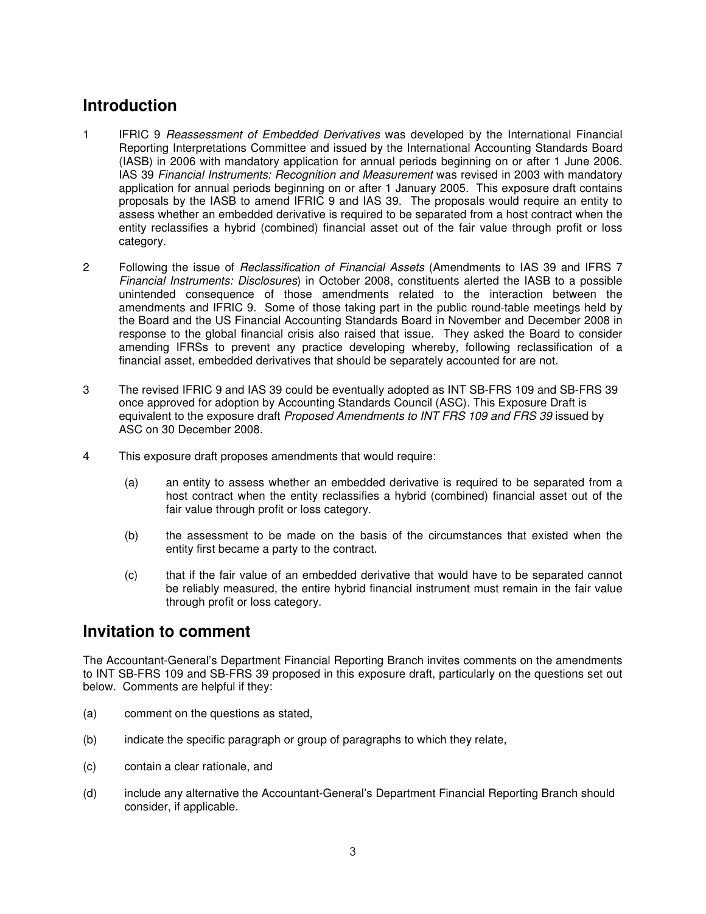## Introduction

1 IFRIC 9 *Reassessment of Embedded Derivatives* was developed by the International Financial Reporting Interpretations Committee and issued by the International Accounting Standards Board (IASB) in 2006 with mandatory application for annual periods beginning on or after 1 June 2006. IAS 39 *Financial Instruments: Recognition and Measurement* was revised in 2003 with mandatory application for annual periods beginning on or after 1 January 2005. This exposure draft contains proposals by the IASB to amend IFRIC 9 and IAS 39. The proposals would require an entity to assess whether an embedded derivative is required to be separated from a host contract when the entity reclassifies a hybrid (combined) financial asset out of the fair value through profit or loss category.

2 Following the issue of *Reclassification of Financial Assets* (Amendments to IAS 39 and IFRS 7 *Financial Instruments: Disclosures*) in October 2008, constituents alerted the IASB to a possible unintended consequence of those amendments related to the interaction between the amendments and IFRIC 9. Some of those taking part in the public round-table meetings held by the Board and the US Financial Accounting Standards Board in November and December 2008 in response to the global financial crisis also raised that issue. They asked the Board to consider amending IFRSs to prevent any practice developing whereby, following reclassification of a financial asset, embedded derivatives that should be separately accounted for are not.

3 The revised IFRIC 9 and IAS 39 could be eventually adopted as INT SB-FRS 109 and SB-FRS 39 once approved for adoption by Accounting Standards Council (ASC). This Exposure Draft is equivalent to the exposure draft *Proposed Amendments to INT FRS 109 and FRS 39* issued by ASC on 30 December 2008.

4 This exposure draft proposes amendments that would require:

(a) an entity to assess whether an embedded derivative is required to be separated from a host contract when the entity reclassifies a hybrid (combined) financial asset out of the fair value through profit or loss category.

(b) the assessment to be made on the basis of the circumstances that existed when the entity first became a party to the contract.

(c) that if the fair value of an embedded derivative that would have to be separated cannot be reliably measured, the entire hybrid financial instrument must remain in the fair value through profit or loss category.

## Invitation to comment

The Accountant-General's Department Financial Reporting Branch invites comments on the amendments to INT SB-FRS 109 and SB-FRS 39 proposed in this exposure draft, particularly on the questions set out below. Comments are helpful if they:

(a) comment on the questions as stated,

(b) indicate the specific paragraph or group of paragraphs to which they relate,

(c) contain a clear rationale, and

(d) include any alternative the Accountant-General's Department Financial Reporting Branch should consider, if applicable.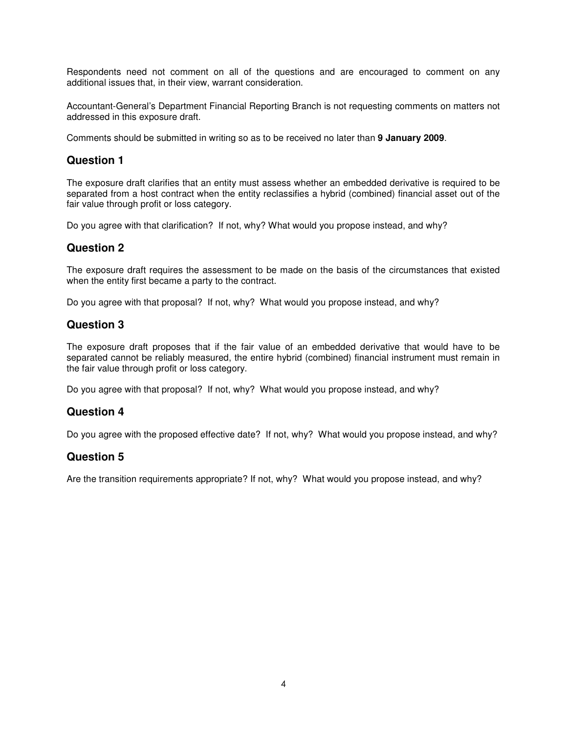Respondents need not comment on all of the questions and are encouraged to comment on any additional issues that, in their view, warrant consideration.

Accountant-General's Department Financial Reporting Branch is not requesting comments on matters not addressed in this exposure draft.

Comments should be submitted in writing so as to be received no later than **9 January 2009**.

## Question 1

The exposure draft clarifies that an entity must assess whether an embedded derivative is required to be separated from a host contract when the entity reclassifies a hybrid (combined) financial asset out of the fair value through profit or loss category.

Do you agree with that clarification? If not, why? What would you propose instead, and why?

## Question 2

The exposure draft requires the assessment to be made on the basis of the circumstances that existed when the entity first became a party to the contract.

Do you agree with that proposal? If not, why? What would you propose instead, and why?

## Question 3

The exposure draft proposes that if the fair value of an embedded derivative that would have to be separated cannot be reliably measured, the entire hybrid (combined) financial instrument must remain in the fair value through profit or loss category.

Do you agree with that proposal? If not, why? What would you propose instead, and why?

## Question 4

Do you agree with the proposed effective date? If not, why? What would you propose instead, and why?

## Question 5

Are the transition requirements appropriate? If not, why? What would you propose instead, and why?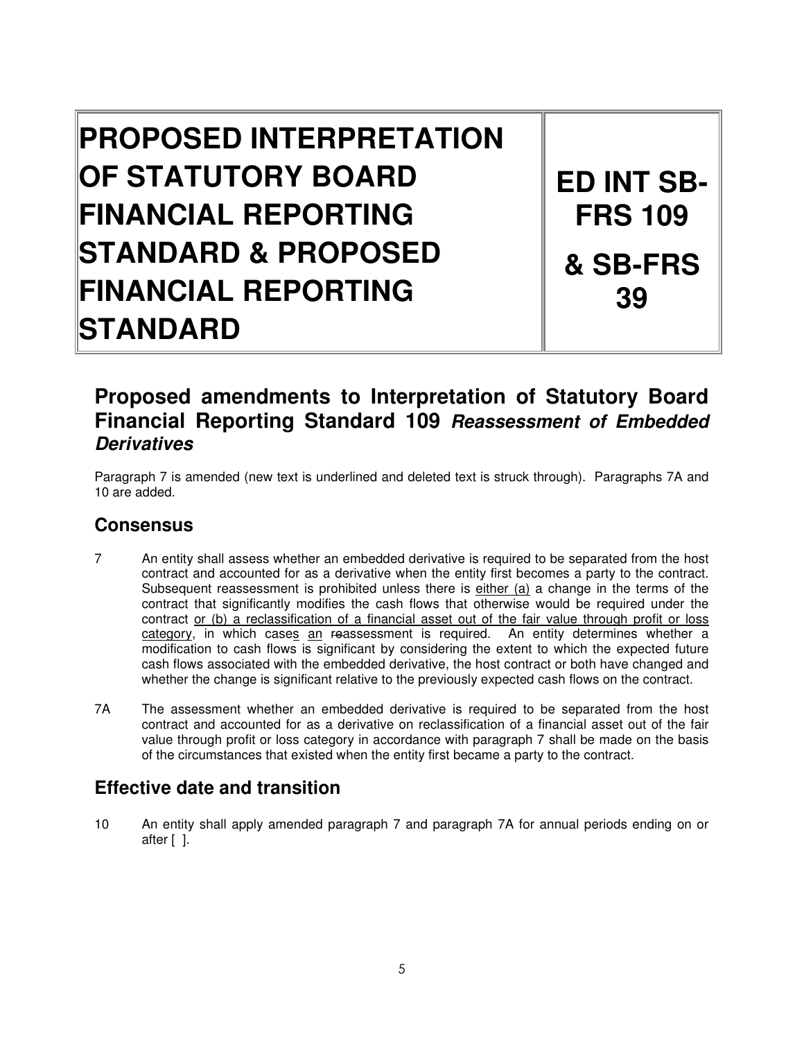| PROPOSED INTERPRETATION OF STATUTORY BOARD FINANCIAL REPORTING STANDARD & PROPOSED FINANCIAL REPORTING STANDARD | ED INT SB-FRS 109 & SB-FRS 39 |
| --- | --- |

## Proposed amendments to Interpretation of Statutory Board Financial Reporting Standard 109 *Reassessment of Embedded Derivatives*

Paragraph 7 is amended (new text is underlined and deleted text is struck through). Paragraphs 7A and 10 are added.

## Consensus

7 An entity shall assess whether an embedded derivative is required to be separated from the host contract and accounted for as a derivative when the entity first becomes a party to the contract. Subsequent reassessment is prohibited unless there is <u>either (a)</u> a change in the terms of the contract that significantly modifies the cash flows that otherwise would be required under the contract <u>or (b) a reclassification of a financial asset out of the fair value through profit or loss category</u>, in which case<u>s</u> <u>an</u> ~~re~~assessment is required. An entity determines whether a modification to cash flows is significant by considering the extent to which the expected future cash flows associated with the embedded derivative, the host contract or both have changed and whether the change is significant relative to the previously expected cash flows on the contract.

7A The assessment whether an embedded derivative is required to be separated from the host contract and accounted for as a derivative on reclassification of a financial asset out of the fair value through profit or loss category in accordance with paragraph 7 shall be made on the basis of the circumstances that existed when the entity first became a party to the contract.

## Effective date and transition

10 An entity shall apply amended paragraph 7 and paragraph 7A for annual periods ending on or after [ ].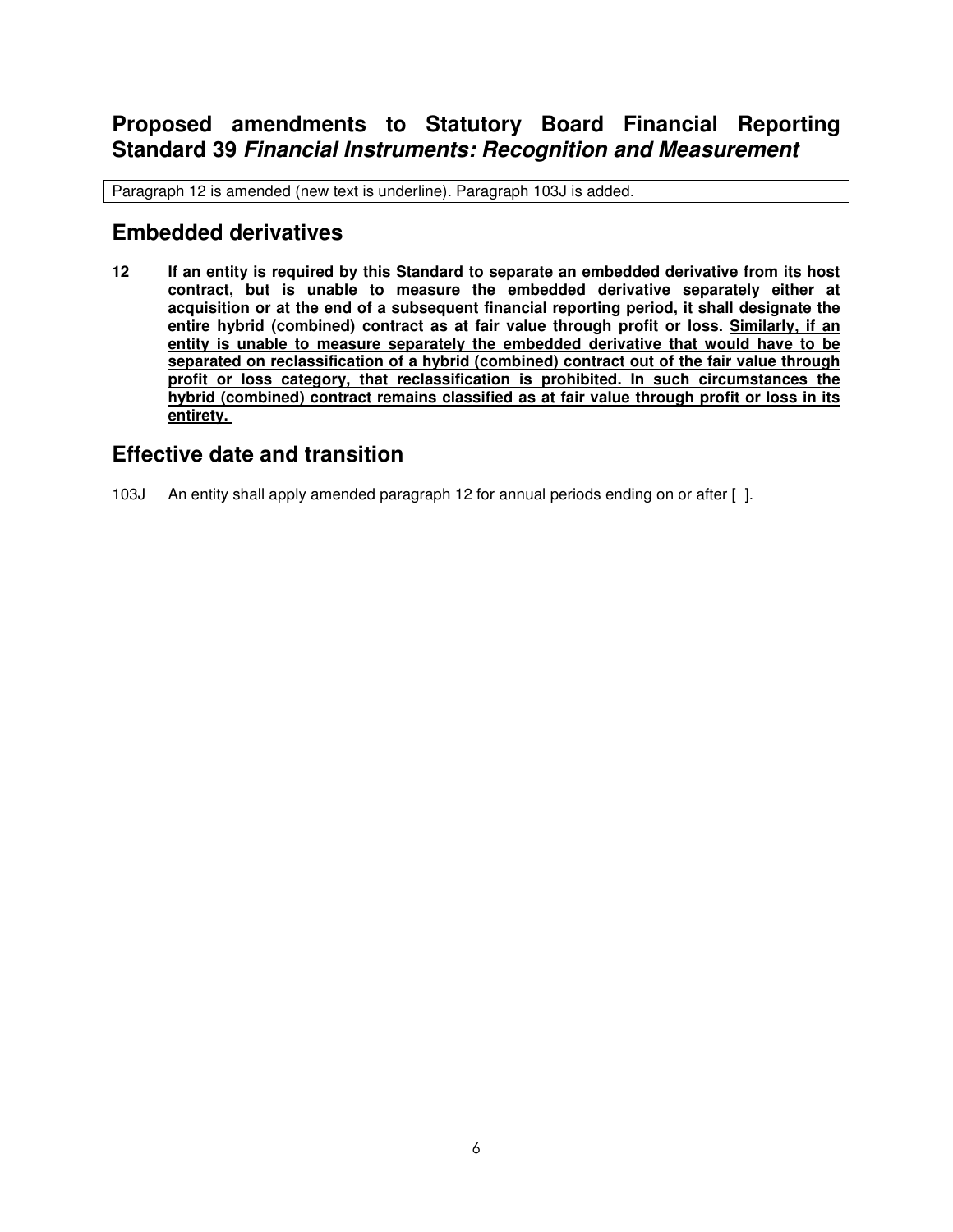## Proposed amendments to Statutory Board Financial Reporting Standard 39 *Financial Instruments: Recognition and Measurement*

Paragraph 12 is amended (new text is underline). Paragraph 103J is added.

## Embedded derivatives

**12 If an entity is required by this Standard to separate an embedded derivative from its host contract, but is unable to measure the embedded derivative separately either at acquisition or at the end of a subsequent financial reporting period, it shall designate the entire hybrid (combined) contract as at fair value through profit or loss. <u>Similarly, if an entity is unable to measure separately the embedded derivative that would have to be separated on reclassification of a hybrid (combined) contract out of the fair value through profit or loss category, that reclassification is prohibited. In such circumstances the hybrid (combined) contract remains classified as at fair value through profit or loss in its entirety.</u>**

## Effective date and transition

103J An entity shall apply amended paragraph 12 for annual periods ending on or after [ ].